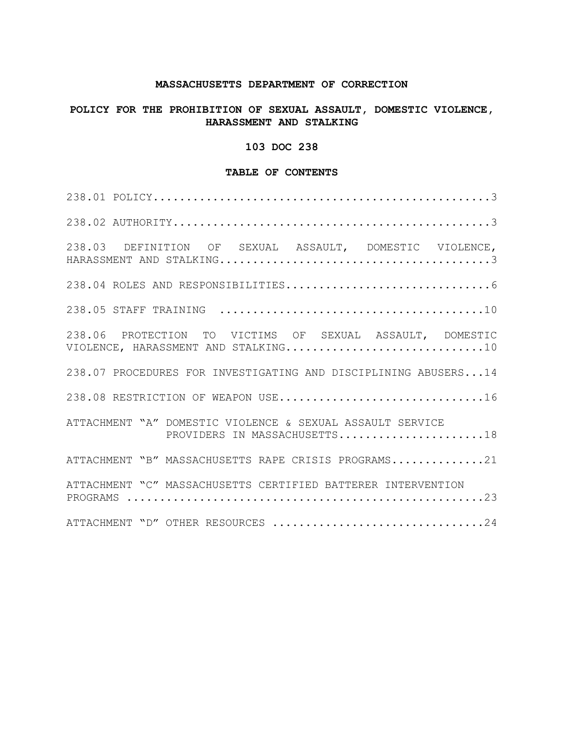**MASSACHUSETTS DEPARTMENT OF CORRECTION**

**POLICY FOR THE PROHIBITION OF SEXUAL ASSAULT, DOMESTIC VIOLENCE, HARASSMENT AND STALKING**

**103 DOC 238**

**TABLE OF CONTENTS**

238.01 POLICY....................................................3

238.02 AUTHORITY.................................................3

238.03 DEFINITION OF SEXUAL ASSAULT, DOMESTIC VIOLENCE, HARASSMENT AND STALKING..........................................3

238.04 ROLES AND RESPONSIBILITIES................................6

238.05 STAFF TRAINING .........................................10

238.06 PROTECTION TO VICTIMS OF SEXUAL ASSAULT, DOMESTIC VIOLENCE, HARASSMENT AND STALKING..............................10

238.07 PROCEDURES FOR INVESTIGATING AND DISCIPLINING ABUSERS...14

238.08 RESTRICTION OF WEAPON USE................................16

ATTACHMENT "A" DOMESTIC VIOLENCE & SEXUAL ASSAULT SERVICE PROVIDERS IN MASSACHUSETTS.......................18

ATTACHMENT "B" MASSACHUSETTS RAPE CRISIS PROGRAMS..............21

ATTACHMENT "C" MASSACHUSETTS CERTIFIED BATTERER INTERVENTION PROGRAMS ......................................................23

ATTACHMENT "D" OTHER RESOURCES ................................24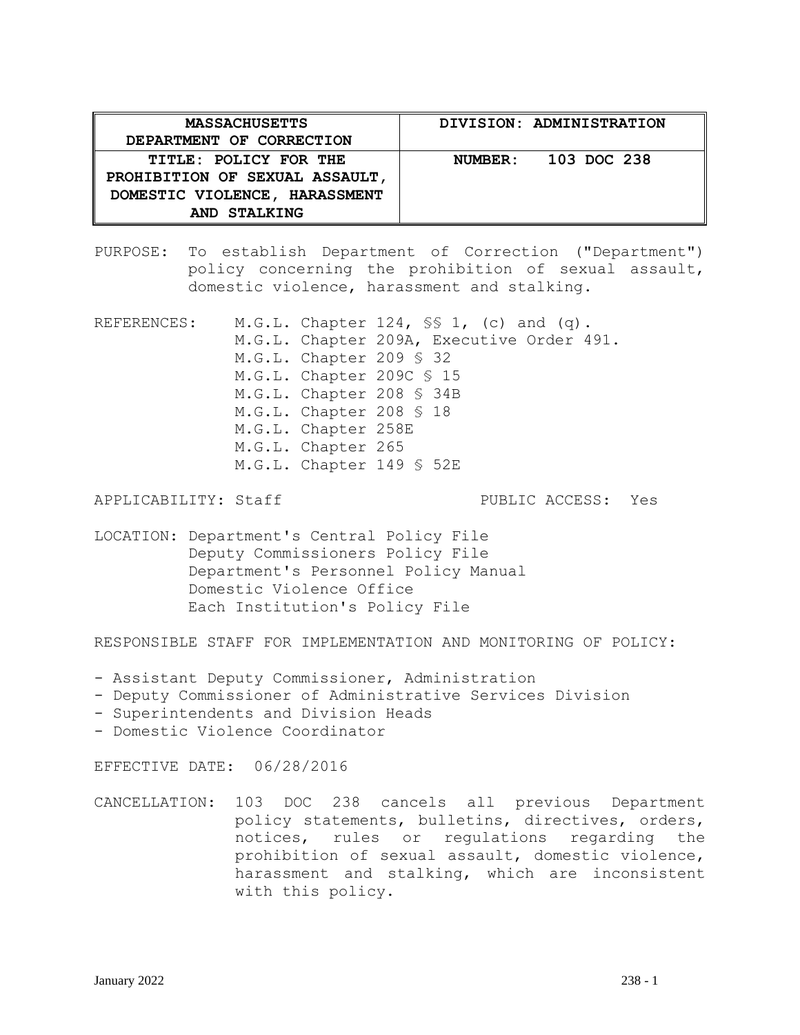| MASSACHUSETTS DEPARTMENT OF CORRECTION | DIVISION: ADMINISTRATION |
| --- | --- |
| TITLE: POLICY FOR THE PROHIBITION OF SEXUAL ASSAULT, DOMESTIC VIOLENCE, HARASSMENT AND STALKING | NUMBER: 103 DOC 238 |

PURPOSE: To establish Department of Correction ("Department") policy concerning the prohibition of sexual assault, domestic violence, harassment and stalking.

REFERENCES:
M.G.L. Chapter 124, §§ 1, (c) and (q).
M.G.L. Chapter 209A, Executive Order 491.
M.G.L. Chapter 209 § 32
M.G.L. Chapter 209C § 15
M.G.L. Chapter 208 § 34B
M.G.L. Chapter 208 § 18
M.G.L. Chapter 258E
M.G.L. Chapter 265
M.G.L. Chapter 149 § 52E

APPLICABILITY: Staff

PUBLIC ACCESS: Yes

LOCATION:
Department's Central Policy File
Deputy Commissioners Policy File
Department's Personnel Policy Manual
Domestic Violence Office
Each Institution's Policy File

RESPONSIBLE STAFF FOR IMPLEMENTATION AND MONITORING OF POLICY:

- Assistant Deputy Commissioner, Administration
- Deputy Commissioner of Administrative Services Division
- Superintendents and Division Heads
- Domestic Violence Coordinator

EFFECTIVE DATE: 06/28/2016

CANCELLATION: 103 DOC 238 cancels all previous Department policy statements, bulletins, directives, orders, notices, rules or regulations regarding the prohibition of sexual assault, domestic violence, harassment and stalking, which are inconsistent with this policy.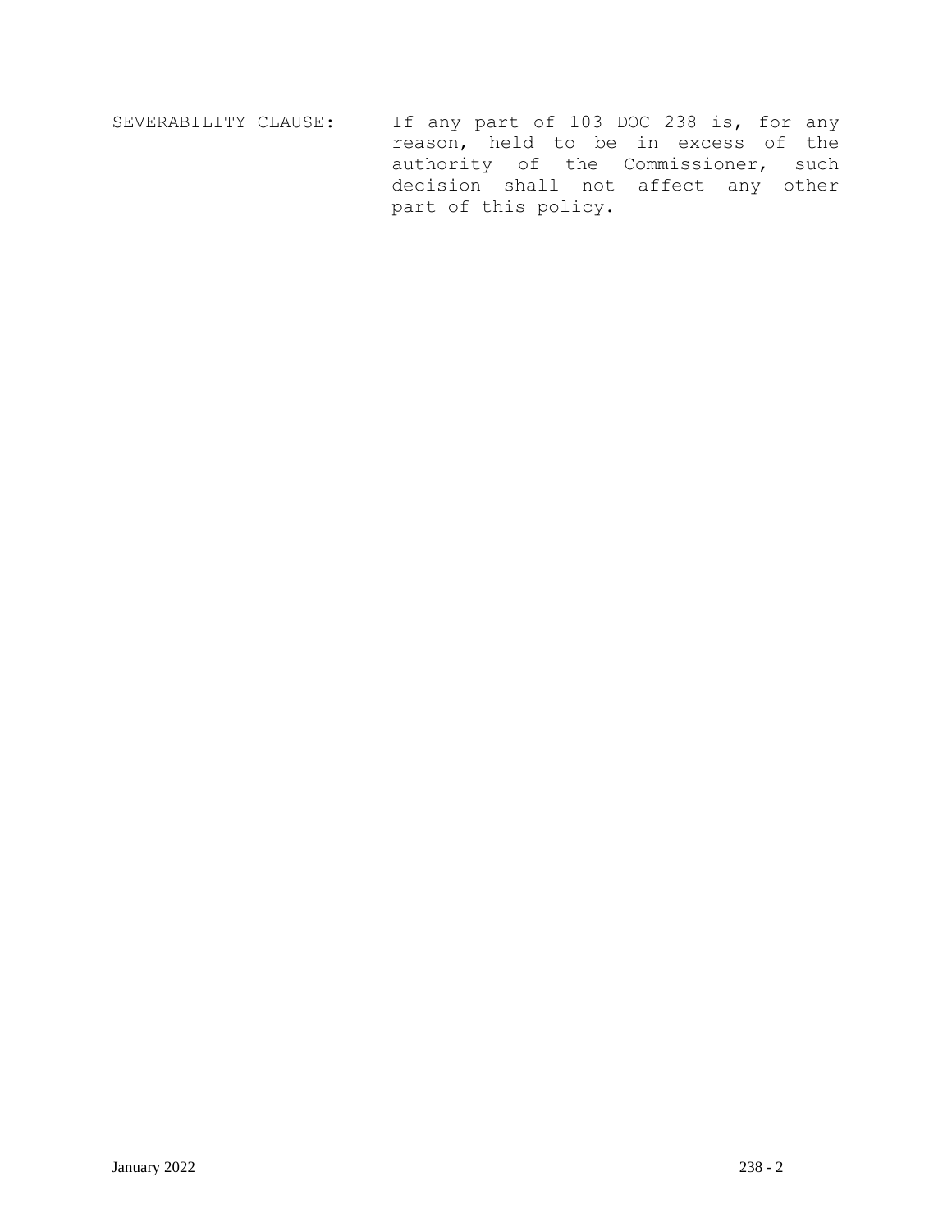SEVERABILITY CLAUSE: If any part of 103 DOC 238 is, for any reason, held to be in excess of the authority of the Commissioner, such decision shall not affect any other part of this policy.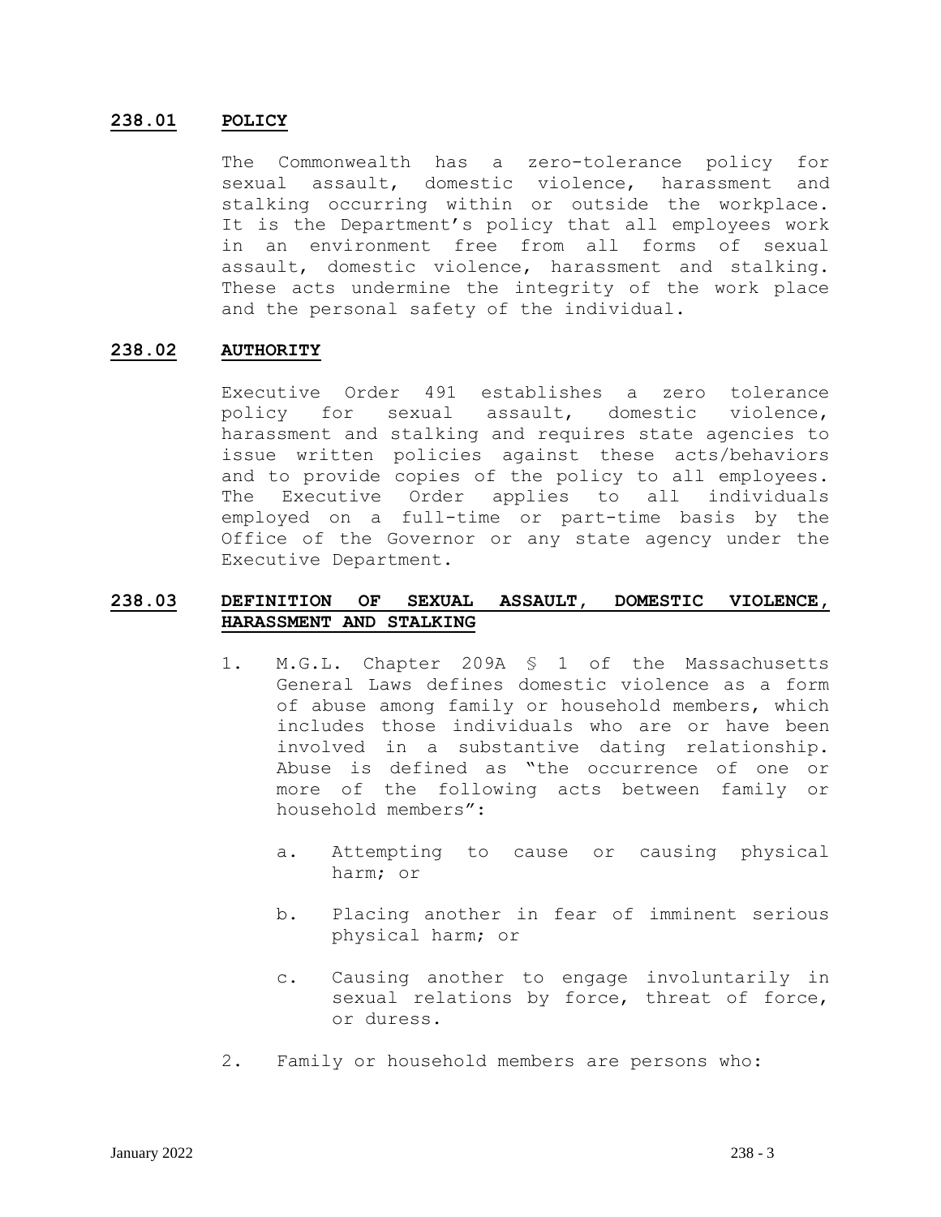## 238.01 POLICY

The Commonwealth has a zero-tolerance policy for sexual assault, domestic violence, harassment and stalking occurring within or outside the workplace. It is the Department's policy that all employees work in an environment free from all forms of sexual assault, domestic violence, harassment and stalking. These acts undermine the integrity of the work place and the personal safety of the individual.

## 238.02 AUTHORITY

Executive Order 491 establishes a zero tolerance policy for sexual assault, domestic violence, harassment and stalking and requires state agencies to issue written policies against these acts/behaviors and to provide copies of the policy to all employees. The Executive Order applies to all individuals employed on a full-time or part-time basis by the Office of the Governor or any state agency under the Executive Department.

## 238.03 DEFINITION OF SEXUAL ASSAULT, DOMESTIC VIOLENCE, HARASSMENT AND STALKING

1. M.G.L. Chapter 209A § 1 of the Massachusetts General Laws defines domestic violence as a form of abuse among family or household members, which includes those individuals who are or have been involved in a substantive dating relationship. Abuse is defined as "the occurrence of one or more of the following acts between family or household members":

   a. Attempting to cause or causing physical harm; or

   b. Placing another in fear of imminent serious physical harm; or

   c. Causing another to engage involuntarily in sexual relations by force, threat of force, or duress.

2. Family or household members are persons who: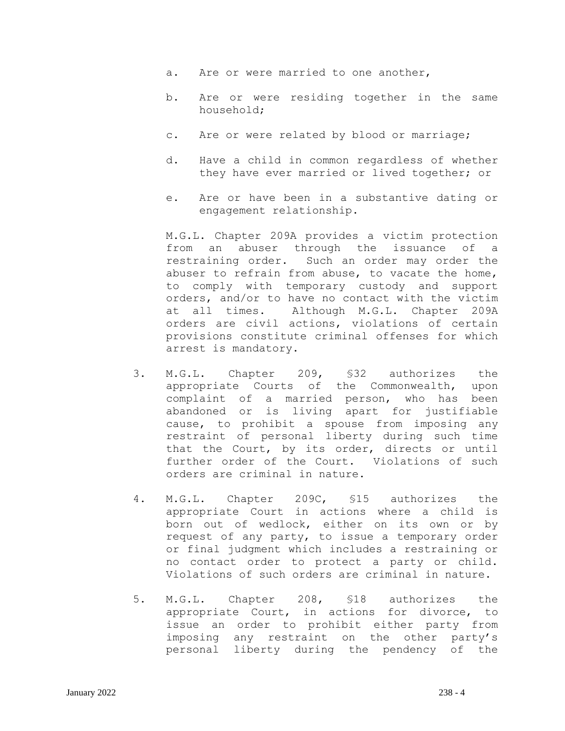a. Are or were married to one another,

b. Are or were residing together in the same household;

c. Are or were related by blood or marriage;

d. Have a child in common regardless of whether they have ever married or lived together; or

e. Are or have been in a substantive dating or engagement relationship.

M.G.L. Chapter 209A provides a victim protection from an abuser through the issuance of a restraining order. Such an order may order the abuser to refrain from abuse, to vacate the home, to comply with temporary custody and support orders, and/or to have no contact with the victim at all times. Although M.G.L. Chapter 209A orders are civil actions, violations of certain provisions constitute criminal offenses for which arrest is mandatory.

3. M.G.L. Chapter 209, §32 authorizes the appropriate Courts of the Commonwealth, upon complaint of a married person, who has been abandoned or is living apart for justifiable cause, to prohibit a spouse from imposing any restraint of personal liberty during such time that the Court, by its order, directs or until further order of the Court. Violations of such orders are criminal in nature.

4. M.G.L. Chapter 209C, §15 authorizes the appropriate Court in actions where a child is born out of wedlock, either on its own or by request of any party, to issue a temporary order or final judgment which includes a restraining or no contact order to protect a party or child. Violations of such orders are criminal in nature.

5. M.G.L. Chapter 208, §18 authorizes the appropriate Court, in actions for divorce, to issue an order to prohibit either party from imposing any restraint on the other party's personal liberty during the pendency of the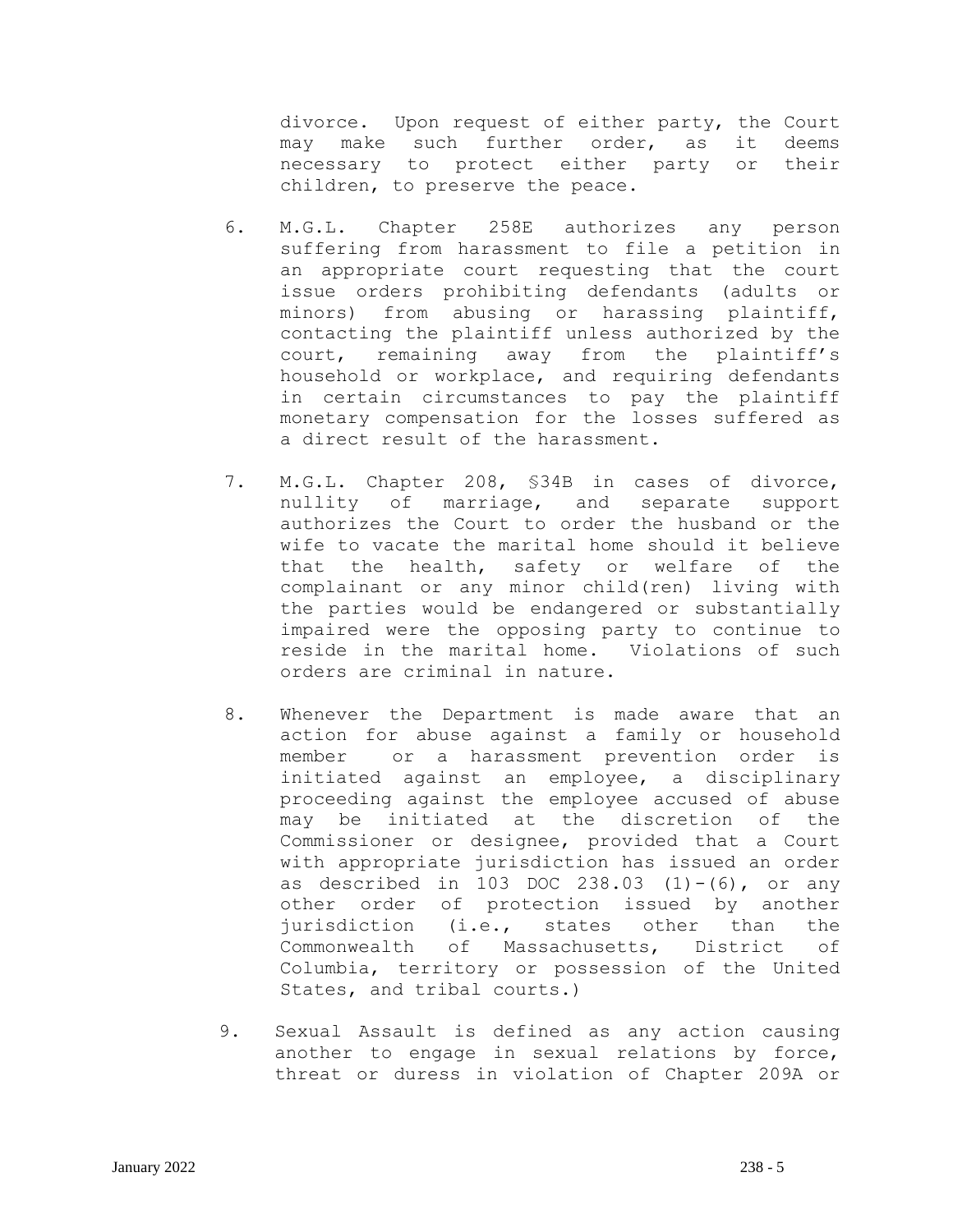divorce. Upon request of either party, the Court may make such further order, as it deems necessary to protect either party or their children, to preserve the peace.

6. M.G.L. Chapter 258E authorizes any person suffering from harassment to file a petition in an appropriate court requesting that the court issue orders prohibiting defendants (adults or minors) from abusing or harassing plaintiff, contacting the plaintiff unless authorized by the court, remaining away from the plaintiff's household or workplace, and requiring defendants in certain circumstances to pay the plaintiff monetary compensation for the losses suffered as a direct result of the harassment.

7. M.G.L. Chapter 208, §34B in cases of divorce, nullity of marriage, and separate support authorizes the Court to order the husband or the wife to vacate the marital home should it believe that the health, safety or welfare of the complainant or any minor child(ren) living with the parties would be endangered or substantially impaired were the opposing party to continue to reside in the marital home. Violations of such orders are criminal in nature.

8. Whenever the Department is made aware that an action for abuse against a family or household member or a harassment prevention order is initiated against an employee, a disciplinary proceeding against the employee accused of abuse may be initiated at the discretion of the Commissioner or designee, provided that a Court with appropriate jurisdiction has issued an order as described in 103 DOC 238.03 (1)-(6), or any other order of protection issued by another jurisdiction (i.e., states other than the Commonwealth of Massachusetts, District of Columbia, territory or possession of the United States, and tribal courts.)

9. Sexual Assault is defined as any action causing another to engage in sexual relations by force, threat or duress in violation of Chapter 209A or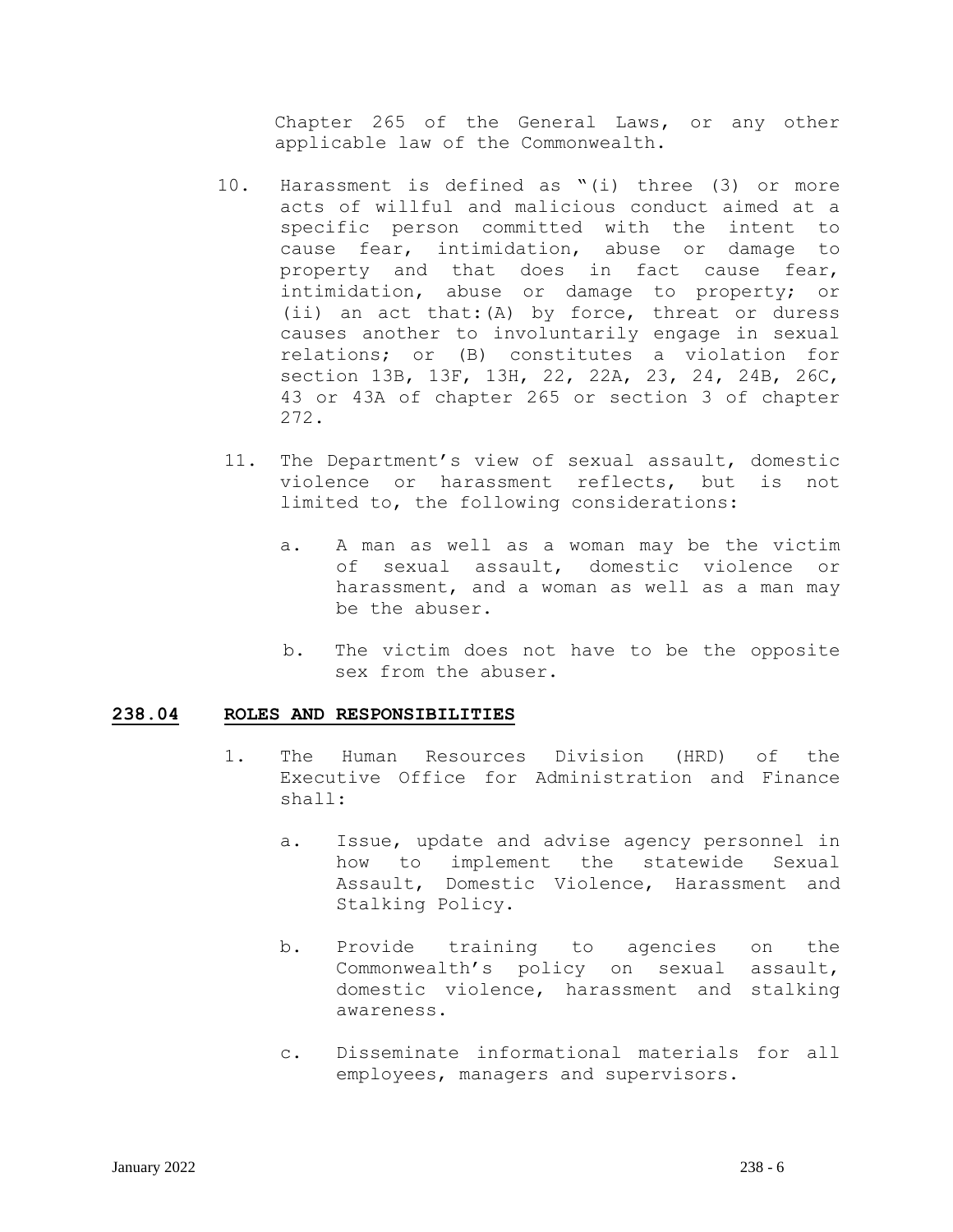Chapter 265 of the General Laws, or any other applicable law of the Commonwealth.

10. Harassment is defined as "(i) three (3) or more acts of willful and malicious conduct aimed at a specific person committed with the intent to cause fear, intimidation, abuse or damage to property and that does in fact cause fear, intimidation, abuse or damage to property; or (ii) an act that:(A) by force, threat or duress causes another to involuntarily engage in sexual relations; or (B) constitutes a violation for section 13B, 13F, 13H, 22, 22A, 23, 24, 24B, 26C, 43 or 43A of chapter 265 or section 3 of chapter 272.

11. The Department's view of sexual assault, domestic violence or harassment reflects, but is not limited to, the following considerations:

    a. A man as well as a woman may be the victim of sexual assault, domestic violence or harassment, and a woman as well as a man may be the abuser.

    b. The victim does not have to be the opposite sex from the abuser.

## 238.04 ROLES AND RESPONSIBILITIES

1. The Human Resources Division (HRD) of the Executive Office for Administration and Finance shall:

    a. Issue, update and advise agency personnel in how to implement the statewide Sexual Assault, Domestic Violence, Harassment and Stalking Policy.

    b. Provide training to agencies on the Commonwealth's policy on sexual assault, domestic violence, harassment and stalking awareness.

    c. Disseminate informational materials for all employees, managers and supervisors.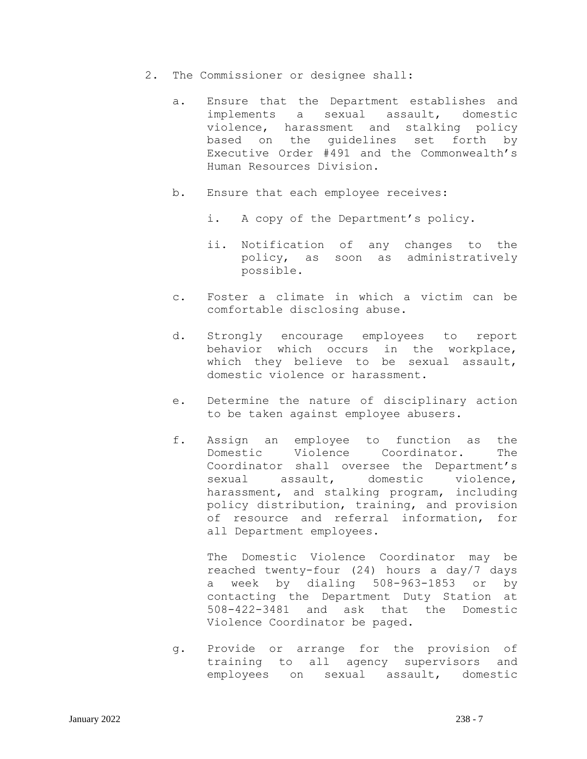2. The Commissioner or designee shall:

   a. Ensure that the Department establishes and implements a sexual assault, domestic violence, harassment and stalking policy based on the guidelines set forth by Executive Order #491 and the Commonwealth's Human Resources Division.

   b. Ensure that each employee receives:

      i. A copy of the Department's policy.

      ii. Notification of any changes to the policy, as soon as administratively possible.

   c. Foster a climate in which a victim can be comfortable disclosing abuse.

   d. Strongly encourage employees to report behavior which occurs in the workplace, which they believe to be sexual assault, domestic violence or harassment.

   e. Determine the nature of disciplinary action to be taken against employee abusers.

   f. Assign an employee to function as the Domestic Violence Coordinator. The Coordinator shall oversee the Department's sexual assault, domestic violence, harassment, and stalking program, including policy distribution, training, and provision of resource and referral information, for all Department employees.

      The Domestic Violence Coordinator may be reached twenty-four (24) hours a day/7 days a week by dialing 508-963-1853 or by contacting the Department Duty Station at 508-422-3481 and ask that the Domestic Violence Coordinator be paged.

   g. Provide or arrange for the provision of training to all agency supervisors and employees on sexual assault, domestic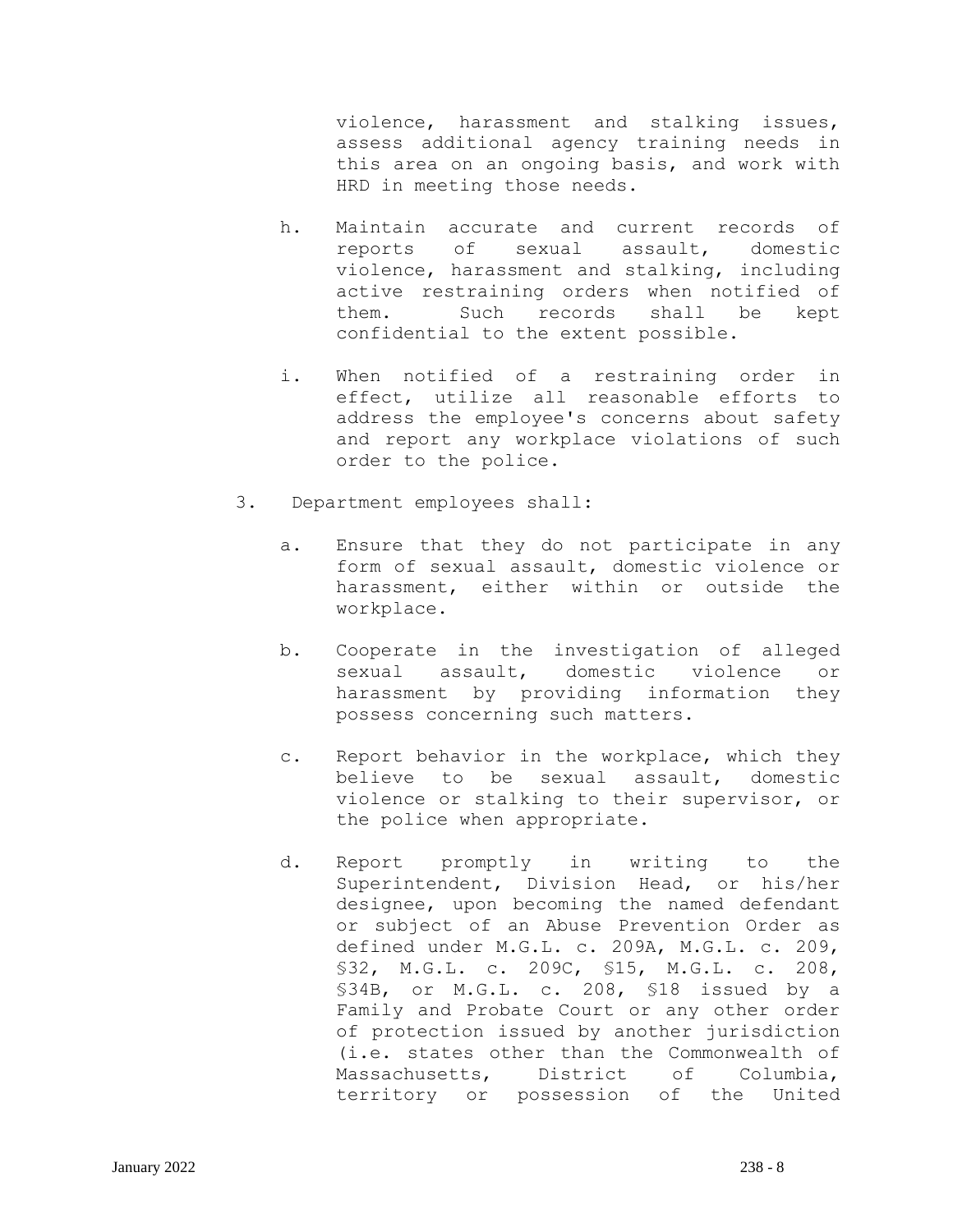violence, harassment and stalking issues, assess additional agency training needs in this area on an ongoing basis, and work with HRD in meeting those needs.

h. Maintain accurate and current records of reports of sexual assault, domestic violence, harassment and stalking, including active restraining orders when notified of them. Such records shall be kept confidential to the extent possible.

i. When notified of a restraining order in effect, utilize all reasonable efforts to address the employee's concerns about safety and report any workplace violations of such order to the police.

3. Department employees shall:

   a. Ensure that they do not participate in any form of sexual assault, domestic violence or harassment, either within or outside the workplace.

   b. Cooperate in the investigation of alleged sexual assault, domestic violence or harassment by providing information they possess concerning such matters.

   c. Report behavior in the workplace, which they believe to be sexual assault, domestic violence or stalking to their supervisor, or the police when appropriate.

   d. Report promptly in writing to the Superintendent, Division Head, or his/her designee, upon becoming the named defendant or subject of an Abuse Prevention Order as defined under M.G.L. c. 209A, M.G.L. c. 209, §32, M.G.L. c. 209C, §15, M.G.L. c. 208, §34B, or M.G.L. c. 208, §18 issued by a Family and Probate Court or any other order of protection issued by another jurisdiction (i.e. states other than the Commonwealth of Massachusetts, District of Columbia, territory or possession of the United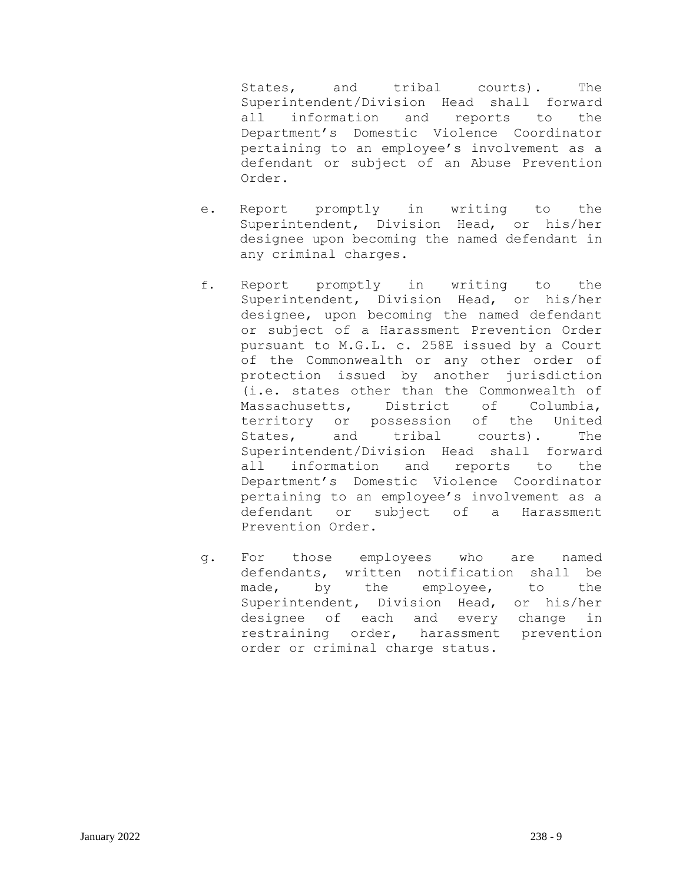States, and tribal courts). The Superintendent/Division Head shall forward all information and reports to the Department's Domestic Violence Coordinator pertaining to an employee's involvement as a defendant or subject of an Abuse Prevention Order.

e. Report promptly in writing to the Superintendent, Division Head, or his/her designee upon becoming the named defendant in any criminal charges.

f. Report promptly in writing to the Superintendent, Division Head, or his/her designee, upon becoming the named defendant or subject of a Harassment Prevention Order pursuant to M.G.L. c. 258E issued by a Court of the Commonwealth or any other order of protection issued by another jurisdiction (i.e. states other than the Commonwealth of Massachusetts, District of Columbia, territory or possession of the United States, and tribal courts). The Superintendent/Division Head shall forward all information and reports to the Department's Domestic Violence Coordinator pertaining to an employee's involvement as a defendant or subject of a Harassment Prevention Order.

g. For those employees who are named defendants, written notification shall be made, by the employee, to the Superintendent, Division Head, or his/her designee of each and every change in restraining order, harassment prevention order or criminal charge status.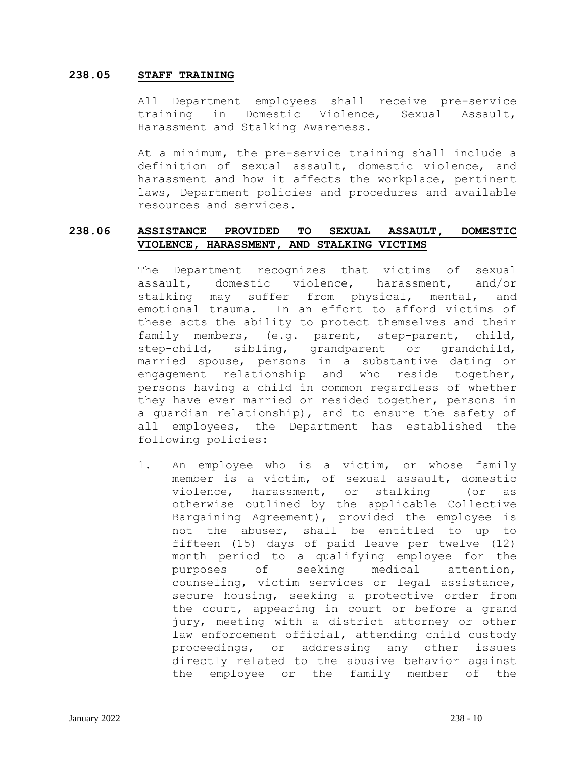## 238.05 STAFF TRAINING

All Department employees shall receive pre-service training in Domestic Violence, Sexual Assault, Harassment and Stalking Awareness.

At a minimum, the pre-service training shall include a definition of sexual assault, domestic violence, and harassment and how it affects the workplace, pertinent laws, Department policies and procedures and available resources and services.

## 238.06 ASSISTANCE PROVIDED TO SEXUAL ASSAULT, DOMESTIC VIOLENCE, HARASSMENT, AND STALKING VICTIMS

The Department recognizes that victims of sexual assault, domestic violence, harassment, and/or stalking may suffer from physical, mental, and emotional trauma. In an effort to afford victims of these acts the ability to protect themselves and their family members, (e.g. parent, step-parent, child, step-child, sibling, grandparent or grandchild, married spouse, persons in a substantive dating or engagement relationship and who reside together, persons having a child in common regardless of whether they have ever married or resided together, persons in a guardian relationship), and to ensure the safety of all employees, the Department has established the following policies:

1. An employee who is a victim, or whose family member is a victim, of sexual assault, domestic violence, harassment, or stalking (or as otherwise outlined by the applicable Collective Bargaining Agreement), provided the employee is not the abuser, shall be entitled to up to fifteen (15) days of paid leave per twelve (12) month period to a qualifying employee for the purposes of seeking medical attention, counseling, victim services or legal assistance, secure housing, seeking a protective order from the court, appearing in court or before a grand jury, meeting with a district attorney or other law enforcement official, attending child custody proceedings, or addressing any other issues directly related to the abusive behavior against the employee or the family member of the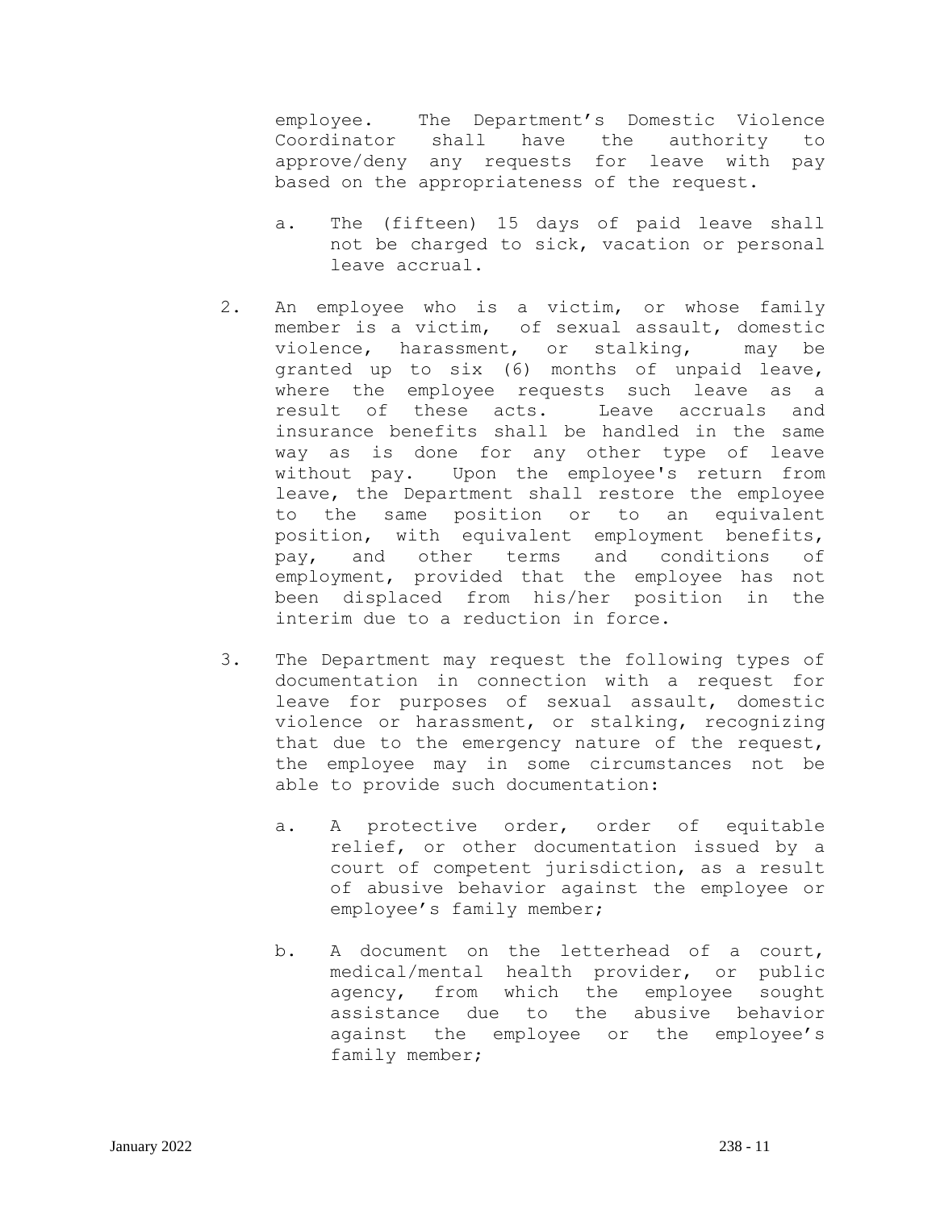employee. The Department's Domestic Violence Coordinator shall have the authority to approve/deny any requests for leave with pay based on the appropriateness of the request.

   a. The (fifteen) 15 days of paid leave shall not be charged to sick, vacation or personal leave accrual.

2. An employee who is a victim, or whose family member is a victim, of sexual assault, domestic violence, harassment, or stalking, may be granted up to six (6) months of unpaid leave, where the employee requests such leave as a result of these acts. Leave accruals and insurance benefits shall be handled in the same way as is done for any other type of leave without pay. Upon the employee's return from leave, the Department shall restore the employee to the same position or to an equivalent position, with equivalent employment benefits, pay, and other terms and conditions of employment, provided that the employee has not been displaced from his/her position in the interim due to a reduction in force.

3. The Department may request the following types of documentation in connection with a request for leave for purposes of sexual assault, domestic violence or harassment, or stalking, recognizing that due to the emergency nature of the request, the employee may in some circumstances not be able to provide such documentation:

   a. A protective order, order of equitable relief, or other documentation issued by a court of competent jurisdiction, as a result of abusive behavior against the employee or employee's family member;

   b. A document on the letterhead of a court, medical/mental health provider, or public agency, from which the employee sought assistance due to the abusive behavior against the employee or the employee's family member;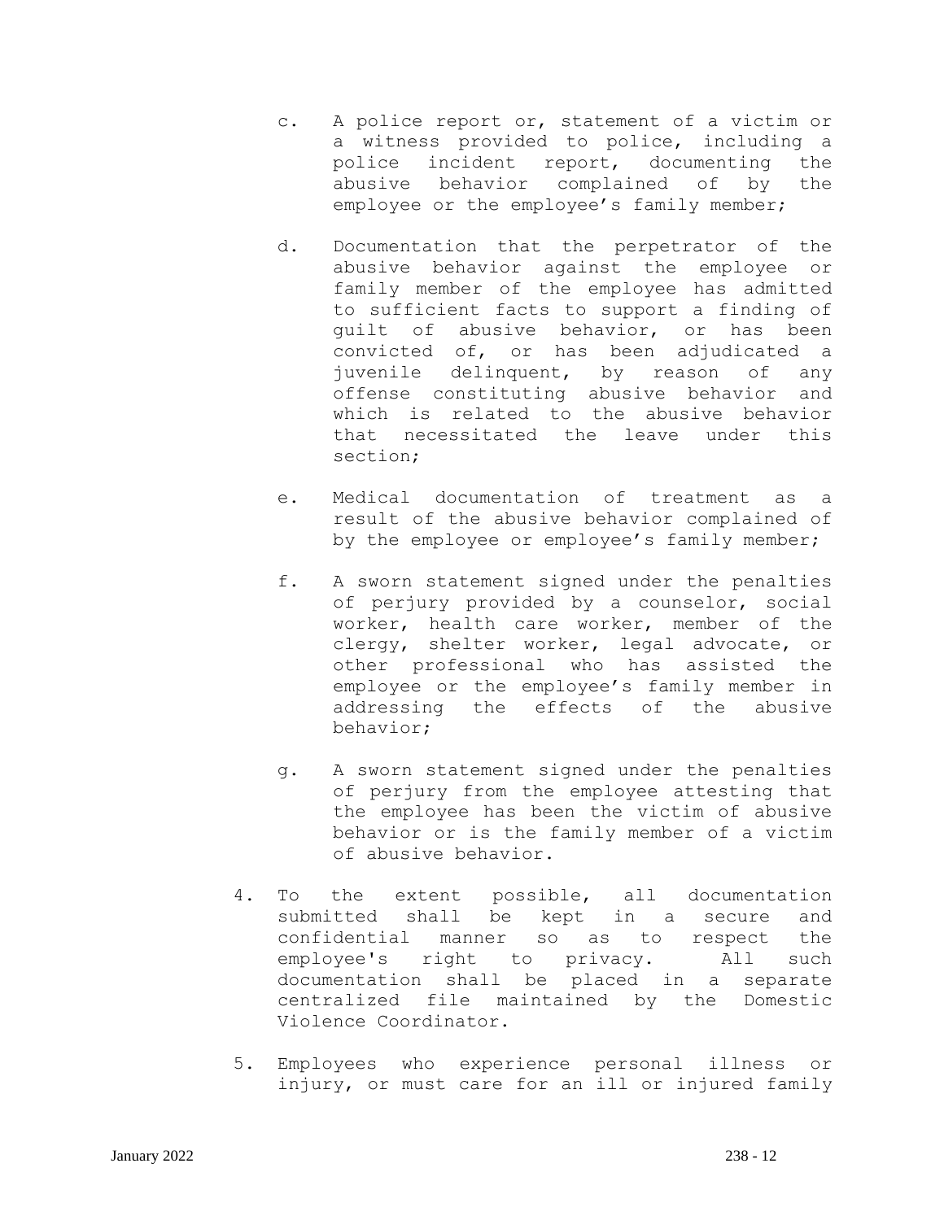c. A police report or, statement of a victim or a witness provided to police, including a police incident report, documenting the abusive behavior complained of by the employee or the employee's family member;

d. Documentation that the perpetrator of the abusive behavior against the employee or family member of the employee has admitted to sufficient facts to support a finding of guilt of abusive behavior, or has been convicted of, or has been adjudicated a juvenile delinquent, by reason of any offense constituting abusive behavior and which is related to the abusive behavior that necessitated the leave under this section;

e. Medical documentation of treatment as a result of the abusive behavior complained of by the employee or employee's family member;

f. A sworn statement signed under the penalties of perjury provided by a counselor, social worker, health care worker, member of the clergy, shelter worker, legal advocate, or other professional who has assisted the employee or the employee's family member in addressing the effects of the abusive behavior;

g. A sworn statement signed under the penalties of perjury from the employee attesting that the employee has been the victim of abusive behavior or is the family member of a victim of abusive behavior.

4. To the extent possible, all documentation submitted shall be kept in a secure and confidential manner so as to respect the employee's right to privacy. All such documentation shall be placed in a separate centralized file maintained by the Domestic Violence Coordinator.

5. Employees who experience personal illness or injury, or must care for an ill or injured family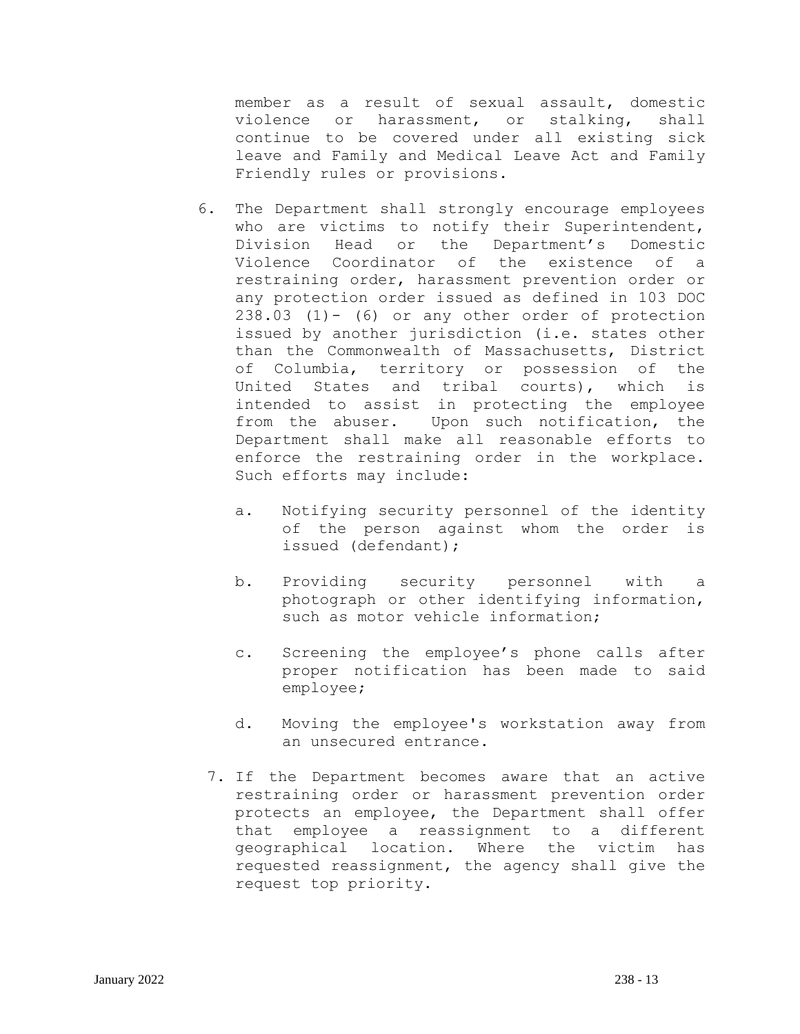member as a result of sexual assault, domestic violence or harassment, or stalking, shall continue to be covered under all existing sick leave and Family and Medical Leave Act and Family Friendly rules or provisions.

6. The Department shall strongly encourage employees who are victims to notify their Superintendent, Division Head or the Department's Domestic Violence Coordinator of the existence of a restraining order, harassment prevention order or any protection order issued as defined in 103 DOC 238.03 (1)- (6) or any other order of protection issued by another jurisdiction (i.e. states other than the Commonwealth of Massachusetts, District of Columbia, territory or possession of the United States and tribal courts), which is intended to assist in protecting the employee from the abuser. Upon such notification, the Department shall make all reasonable efforts to enforce the restraining order in the workplace. Such efforts may include:

   a. Notifying security personnel of the identity of the person against whom the order is issued (defendant);

   b. Providing security personnel with a photograph or other identifying information, such as motor vehicle information;

   c. Screening the employee's phone calls after proper notification has been made to said employee;

   d. Moving the employee's workstation away from an unsecured entrance.

7. If the Department becomes aware that an active restraining order or harassment prevention order protects an employee, the Department shall offer that employee a reassignment to a different geographical location. Where the victim has requested reassignment, the agency shall give the request top priority.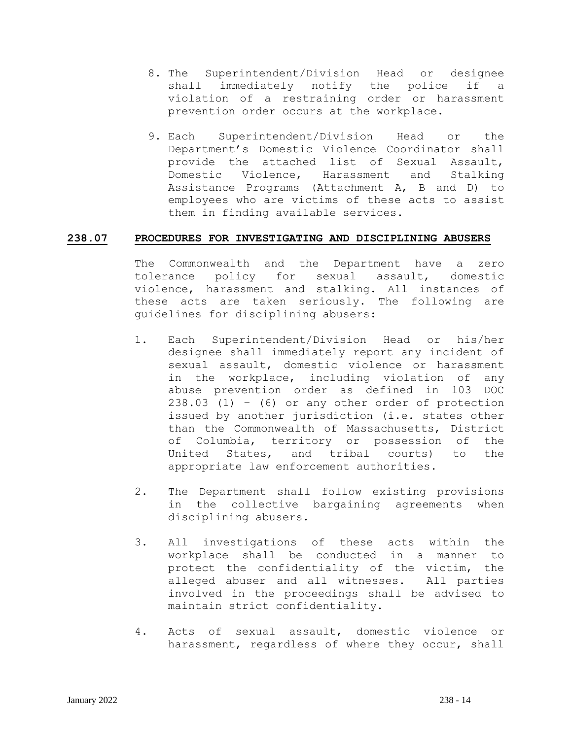8. The Superintendent/Division Head or designee shall immediately notify the police if a violation of a restraining order or harassment prevention order occurs at the workplace.

9. Each Superintendent/Division Head or the Department's Domestic Violence Coordinator shall provide the attached list of Sexual Assault, Domestic Violence, Harassment and Stalking Assistance Programs (Attachment A, B and D) to employees who are victims of these acts to assist them in finding available services.

## 238.07 PROCEDURES FOR INVESTIGATING AND DISCIPLINING ABUSERS

The Commonwealth and the Department have a zero tolerance policy for sexual assault, domestic violence, harassment and stalking. All instances of these acts are taken seriously. The following are guidelines for disciplining abusers:

1. Each Superintendent/Division Head or his/her designee shall immediately report any incident of sexual assault, domestic violence or harassment in the workplace, including violation of any abuse prevention order as defined in 103 DOC 238.03 (1) – (6) or any other order of protection issued by another jurisdiction (i.e. states other than the Commonwealth of Massachusetts, District of Columbia, territory or possession of the United States, and tribal courts) to the appropriate law enforcement authorities.

2. The Department shall follow existing provisions in the collective bargaining agreements when disciplining abusers.

3. All investigations of these acts within the workplace shall be conducted in a manner to protect the confidentiality of the victim, the alleged abuser and all witnesses. All parties involved in the proceedings shall be advised to maintain strict confidentiality.

4. Acts of sexual assault, domestic violence or harassment, regardless of where they occur, shall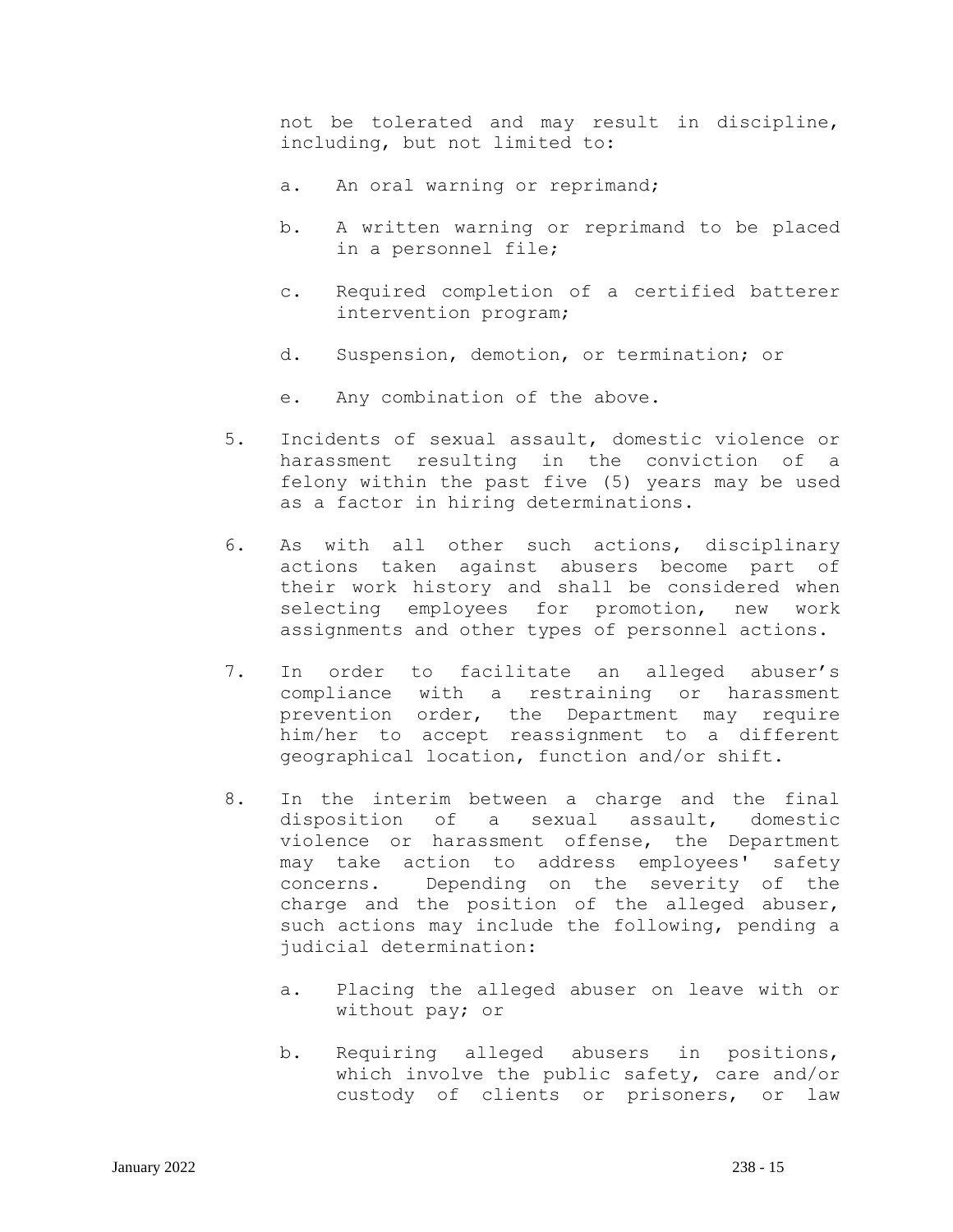not be tolerated and may result in discipline, including, but not limited to:

a. An oral warning or reprimand;

b. A written warning or reprimand to be placed in a personnel file;

c. Required completion of a certified batterer intervention program;

d. Suspension, demotion, or termination; or

e. Any combination of the above.

5. Incidents of sexual assault, domestic violence or harassment resulting in the conviction of a felony within the past five (5) years may be used as a factor in hiring determinations.

6. As with all other such actions, disciplinary actions taken against abusers become part of their work history and shall be considered when selecting employees for promotion, new work assignments and other types of personnel actions.

7. In order to facilitate an alleged abuser's compliance with a restraining or harassment prevention order, the Department may require him/her to accept reassignment to a different geographical location, function and/or shift.

8. In the interim between a charge and the final disposition of a sexual assault, domestic violence or harassment offense, the Department may take action to address employees' safety concerns. Depending on the severity of the charge and the position of the alleged abuser, such actions may include the following, pending a judicial determination:

   a. Placing the alleged abuser on leave with or without pay; or

   b. Requiring alleged abusers in positions, which involve the public safety, care and/or custody of clients or prisoners, or law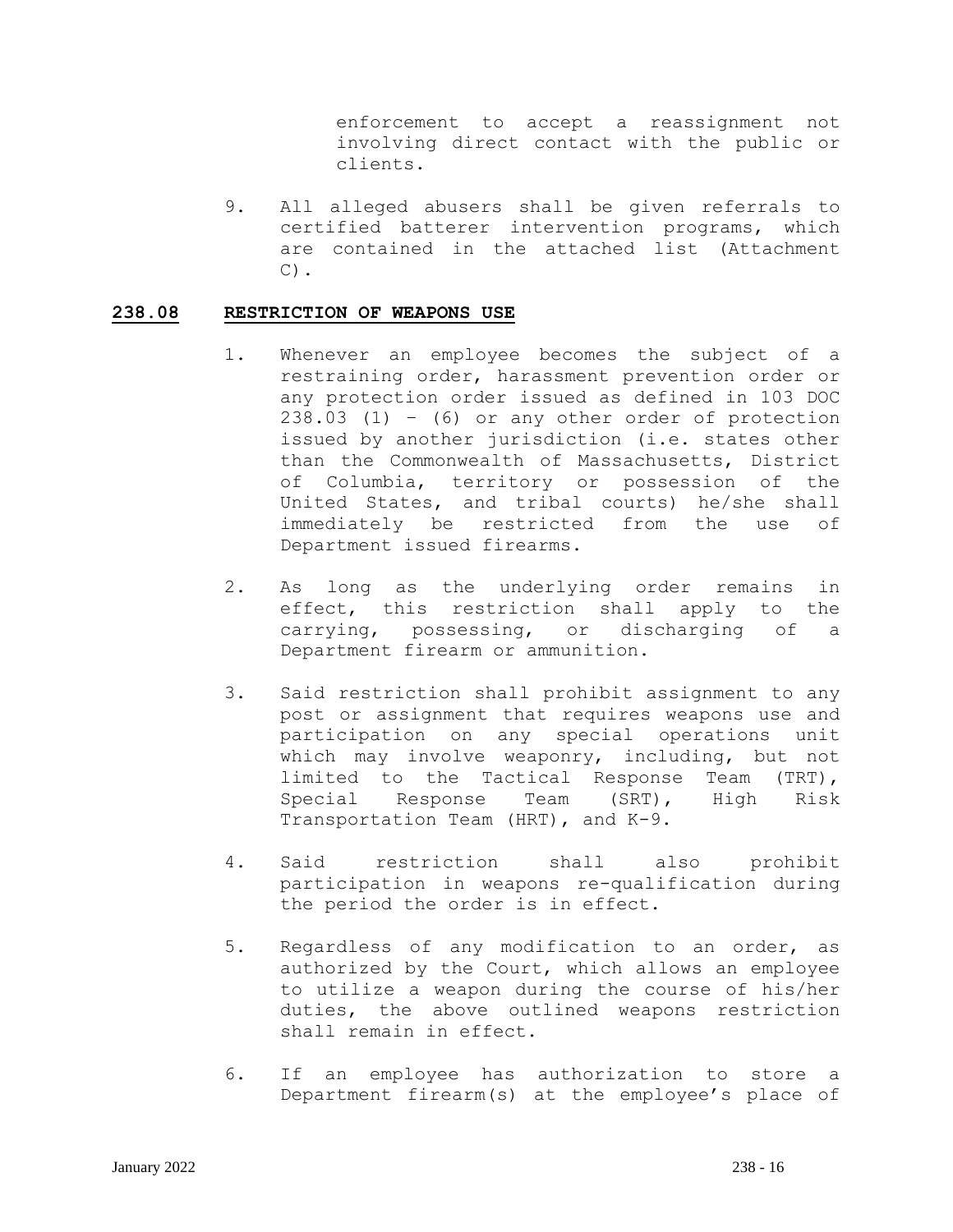enforcement to accept a reassignment not involving direct contact with the public or clients.

9. All alleged abusers shall be given referrals to certified batterer intervention programs, which are contained in the attached list (Attachment C).

## 238.08 RESTRICTION OF WEAPONS USE

1. Whenever an employee becomes the subject of a restraining order, harassment prevention order or any protection order issued as defined in 103 DOC 238.03 (1) – (6) or any other order of protection issued by another jurisdiction (i.e. states other than the Commonwealth of Massachusetts, District of Columbia, territory or possession of the United States, and tribal courts) he/she shall immediately be restricted from the use of Department issued firearms.

2. As long as the underlying order remains in effect, this restriction shall apply to the carrying, possessing, or discharging of a Department firearm or ammunition.

3. Said restriction shall prohibit assignment to any post or assignment that requires weapons use and participation on any special operations unit which may involve weaponry, including, but not limited to the Tactical Response Team (TRT), Special Response Team (SRT), High Risk Transportation Team (HRT), and K-9.

4. Said restriction shall also prohibit participation in weapons re-qualification during the period the order is in effect.

5. Regardless of any modification to an order, as authorized by the Court, which allows an employee to utilize a weapon during the course of his/her duties, the above outlined weapons restriction shall remain in effect.

6. If an employee has authorization to store a Department firearm(s) at the employee's place of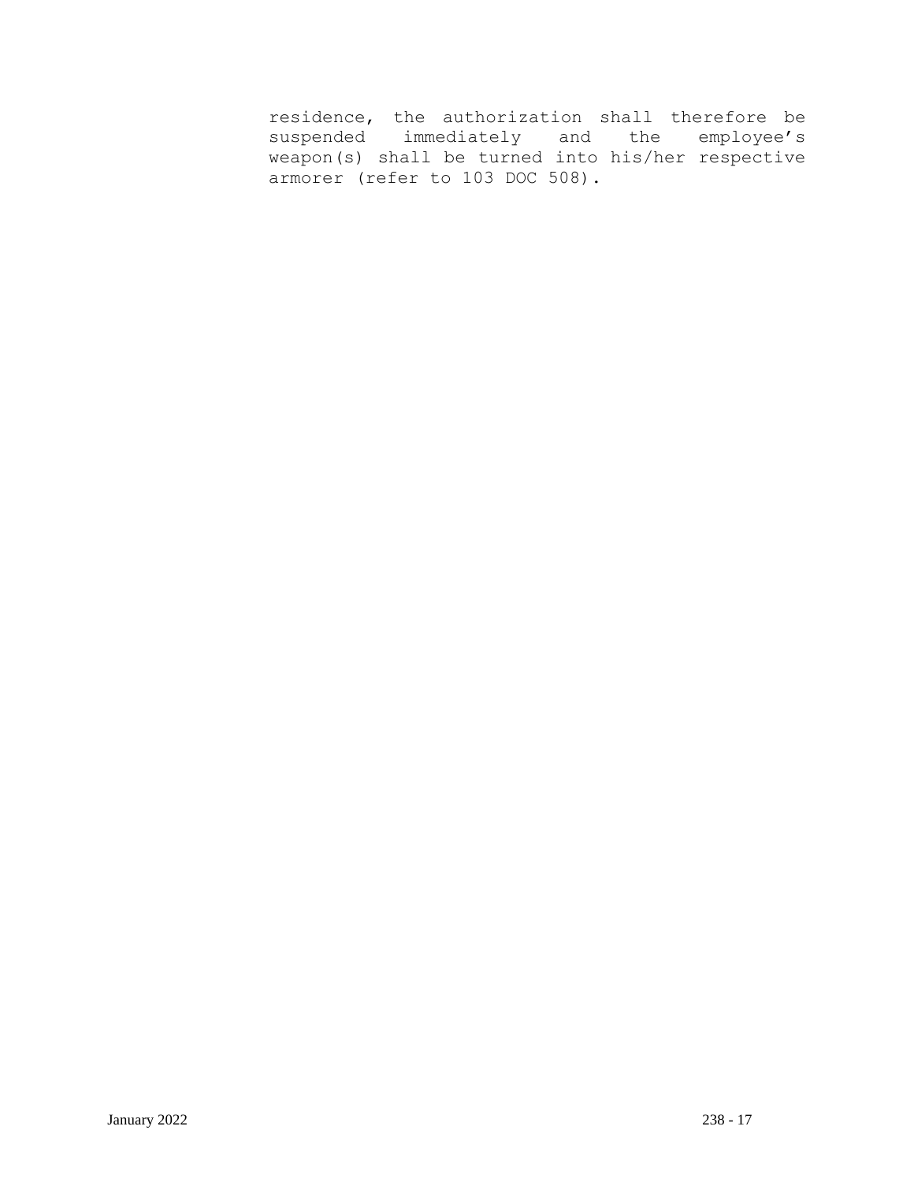residence, the authorization shall therefore be suspended immediately and the employee's weapon(s) shall be turned into his/her respective armorer (refer to 103 DOC 508).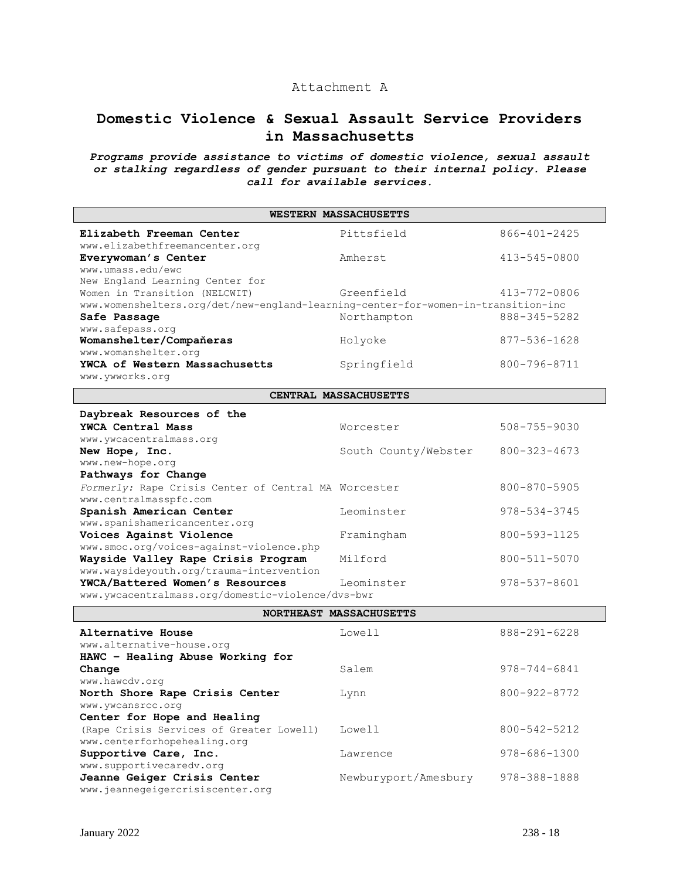Attachment A

# Domestic Violence & Sexual Assault Service Providers in Massachusetts

***Programs provide assistance to victims of domestic violence, sexual assault or stalking regardless of gender pursuant to their internal policy. Please call for available services.***

## WESTERN MASSACHUSETTS

| Provider | Location | Phone |
|---|---|---|
| **Elizabeth Freeman Center**<br>www.elizabethfreemancenter.org | Pittsfield | 866-401-2425 |
| **Everywoman's Center**<br>www.umass.edu/ewc | Amherst | 413-545-0800 |
| New England Learning Center for Women in Transition (NELCWIT)<br>www.womenshelters.org/det/new-england-learning-center-for-women-in-transition-inc | Greenfield | 413-772-0806 |
| **Safe Passage**<br>www.safepass.org | Northampton | 888-345-5282 |
| **Womanshelter/Compañeras**<br>www.womanshelter.org | Holyoke | 877-536-1628 |
| **YWCA of Western Massachusetts**<br>www.ywworks.org | Springfield | 800-796-8711 |

## CENTRAL MASSACHUSETTS

| Provider | Location | Phone |
|---|---|---|
| **Daybreak Resources of the YWCA Central Mass**<br>www.ywcacentralmass.org | Worcester | 508-755-9030 |
| **New Hope, Inc.**<br>www.new-hope.org | South County/Webster | 800-323-4673 |
| **Pathways for Change**<br>*Formerly:* Rape Crisis Center of Central MA<br>www.centralmasspfc.com | Worcester | 800-870-5905 |
| **Spanish American Center**<br>www.spanishamericancenter.org | Leominster | 978-534-3745 |
| **Voices Against Violence**<br>www.smoc.org/voices-against-violence.php | Framingham | 800-593-1125 |
| **Wayside Valley Rape Crisis Program**<br>www.waysideyouth.org/trauma-intervention | Milford | 800-511-5070 |
| **YWCA/Battered Women's Resources**<br>www.ywcacentralmass.org/domestic-violence/dvs-bwr | Leominster | 978-537-8601 |

## NORTHEAST MASSACHUSETTS

| Provider | Location | Phone |
|---|---|---|
| **Alternative House**<br>www.alternative-house.org | Lowell | 888-291-6228 |
| **HAWC – Healing Abuse Working for Change**<br>www.hawcdv.org | Salem | 978-744-6841 |
| **North Shore Rape Crisis Center**<br>www.ywcansrcc.org | Lynn | 800-922-8772 |
| **Center for Hope and Healing**<br>(Rape Crisis Services of Greater Lowell)<br>www.centerforhopehealing.org | Lowell | 800-542-5212 |
| **Supportive Care, Inc.**<br>www.supportivecaredv.org | Lawrence | 978-686-1300 |
| **Jeanne Geiger Crisis Center**<br>www.jeannegeigercrisiscenter.org | Newburyport/Amesbury | 978-388-1888 |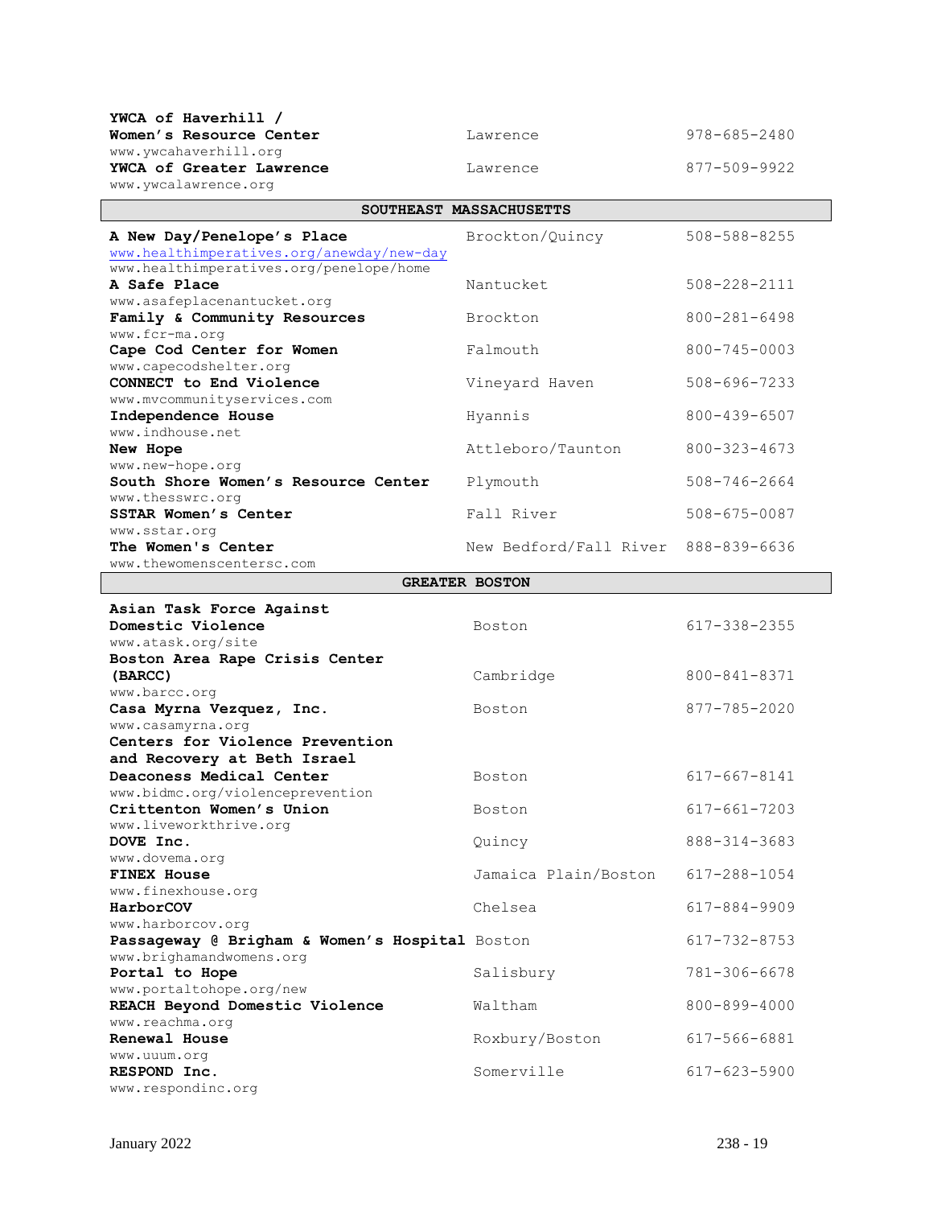| | | |
|---|---|---|
| **YWCA of Haverhill / Women's Resource Center**<br>www.ywcahaverhill.org | Lawrence | 978-685-2480 |
| **YWCA of Greater Lawrence**<br>www.ywcalawrence.org | Lawrence | 877-509-9922 |

| **SOUTHEAST MASSACHUSETTS** | | |
|---|---|---|
| **A New Day/Penelope's Place**<br>www.healthimperatives.org/anewday/new-day<br>www.healthimperatives.org/penelope/home | Brockton/Quincy | 508-588-8255 |
| **A Safe Place**<br>www.asafeplacenantucket.org | Nantucket | 508-228-2111 |
| **Family & Community Resources**<br>www.fcr-ma.org | Brockton | 800-281-6498 |
| **Cape Cod Center for Women**<br>www.capecodshelter.org | Falmouth | 800-745-0003 |
| **CONNECT to End Violence**<br>www.mvcommunityservices.com | Vineyard Haven | 508-696-7233 |
| **Independence House**<br>www.indhouse.net | Hyannis | 800-439-6507 |
| **New Hope**<br>www.new-hope.org | Attleboro/Taunton | 800-323-4673 |
| **South Shore Women's Resource Center**<br>www.thesswrc.org | Plymouth | 508-746-2664 |
| **SSTAR Women's Center**<br>www.sstar.org | Fall River | 508-675-0087 |
| **The Women's Center**<br>www.thewomenscentersc.com | New Bedford/Fall River | 888-839-6636 |

| **GREATER BOSTON** | | |
|---|---|---|
| **Asian Task Force Against Domestic Violence**<br>www.atask.org/site | Boston | 617-338-2355 |
| **Boston Area Rape Crisis Center (BARCC)**<br>www.barcc.org | Cambridge | 800-841-8371 |
| **Casa Myrna Vezquez, Inc.**<br>www.casamyrna.org | Boston | 877-785-2020 |
| **Centers for Violence Prevention and Recovery at Beth Israel Deaconess Medical Center**<br>www.bidmc.org/violenceprevention | Boston | 617-667-8141 |
| **Crittenton Women's Union**<br>www.liveworkthrive.org | Boston | 617-661-7203 |
| **DOVE Inc.**<br>www.dovema.org | Quincy | 888-314-3683 |
| **FINEX House**<br>www.finexhouse.org | Jamaica Plain/Boston | 617-288-1054 |
| **HarborCOV**<br>www.harborcov.org | Chelsea | 617-884-9909 |
| **Passageway @ Brigham & Women's Hospital**<br>www.brighamandwomens.org | Boston | 617-732-8753 |
| **Portal to Hope**<br>www.portaltohope.org/new | Salisbury | 781-306-6678 |
| **REACH Beyond Domestic Violence**<br>www.reachma.org | Waltham | 800-899-4000 |
| **Renewal House**<br>www.uuum.org | Roxbury/Boston | 617-566-6881 |
| **RESPOND Inc.**<br>www.respondinc.org | Somerville | 617-623-5900 |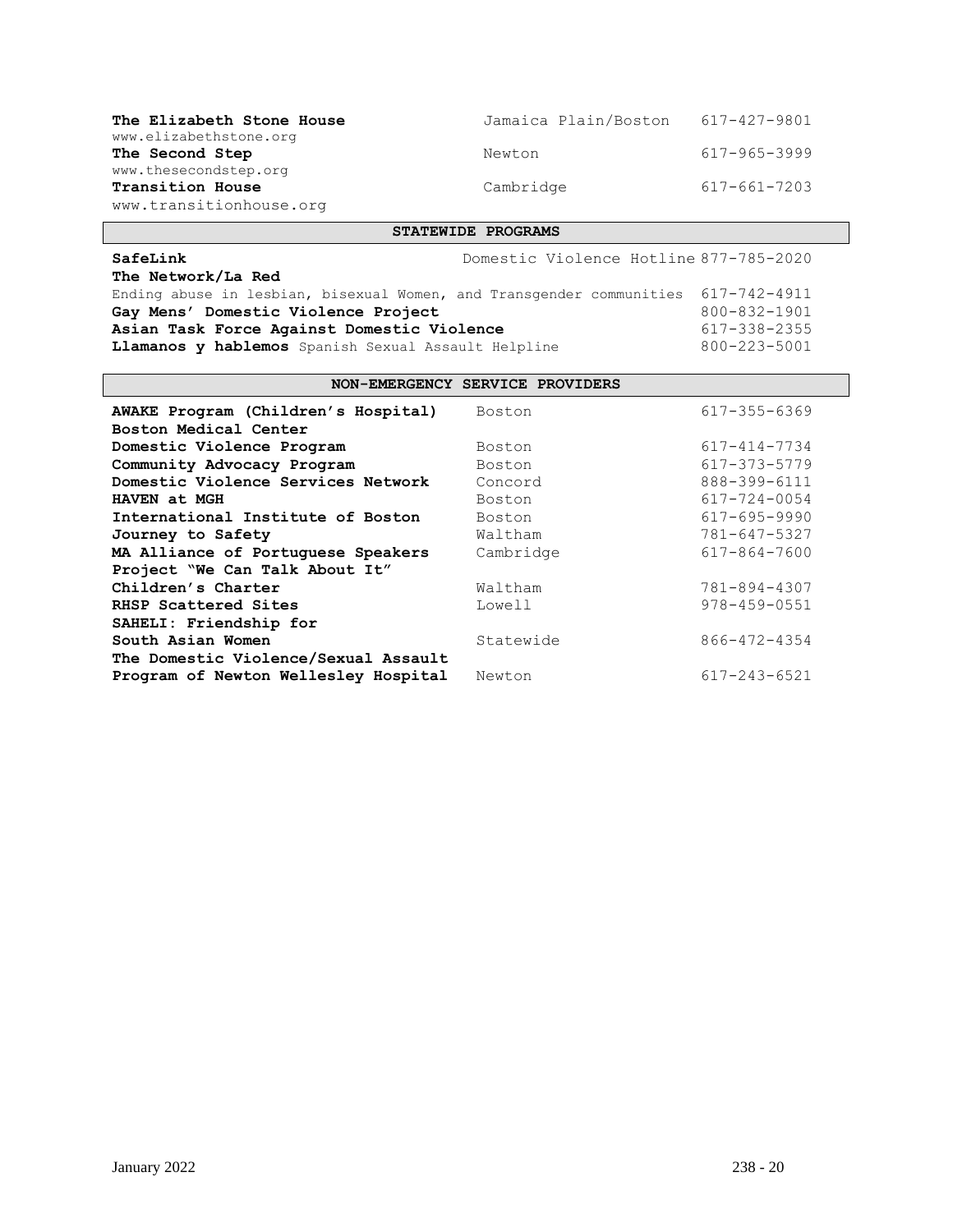| | | |
|---|---|---|
| **The Elizabeth Stone House** www.elizabethstone.org | Jamaica Plain/Boston | 617-427-9801 |
| **The Second Step** www.thesecondstep.org | Newton | 617-965-3999 |
| **Transition House** www.transitionhouse.org | Cambridge | 617-661-7203 |

## STATEWIDE PROGRAMS

| | | |
|---|---|---|
| **SafeLink** | Domestic Violence Hotline | 877-785-2020 |
| **The Network/La Red** Ending abuse in lesbian, bisexual Women, and Transgender communities | | 617-742-4911 |
| **Gay Mens' Domestic Violence Project** | | 800-832-1901 |
| **Asian Task Force Against Domestic Violence** | | 617-338-2355 |
| **Llamanos y hablemos** Spanish Sexual Assault Helpline | | 800-223-5001 |

## NON-EMERGENCY SERVICE PROVIDERS

| | | |
|---|---|---|
| **AWAKE Program (Children's Hospital)** | Boston | 617-355-6369 |
| **Boston Medical Center Domestic Violence Program** | Boston | 617-414-7734 |
| **Community Advocacy Program** | Boston | 617-373-5779 |
| **Domestic Violence Services Network** | Concord | 888-399-6111 |
| **HAVEN at MGH** | Boston | 617-724-0054 |
| **International Institute of Boston** | Boston | 617-695-9990 |
| **Journey to Safety** | Waltham | 781-647-5327 |
| **MA Alliance of Portuguese Speakers** | Cambridge | 617-864-7600 |
| **Project "We Can Talk About It" Children's Charter** | Waltham | 781-894-4307 |
| **RHSP Scattered Sites** | Lowell | 978-459-0551 |
| **SAHELI: Friendship for South Asian Women** | Statewide | 866-472-4354 |
| **The Domestic Violence/Sexual Assault Program of Newton Wellesley Hospital** | Newton | 617-243-6521 |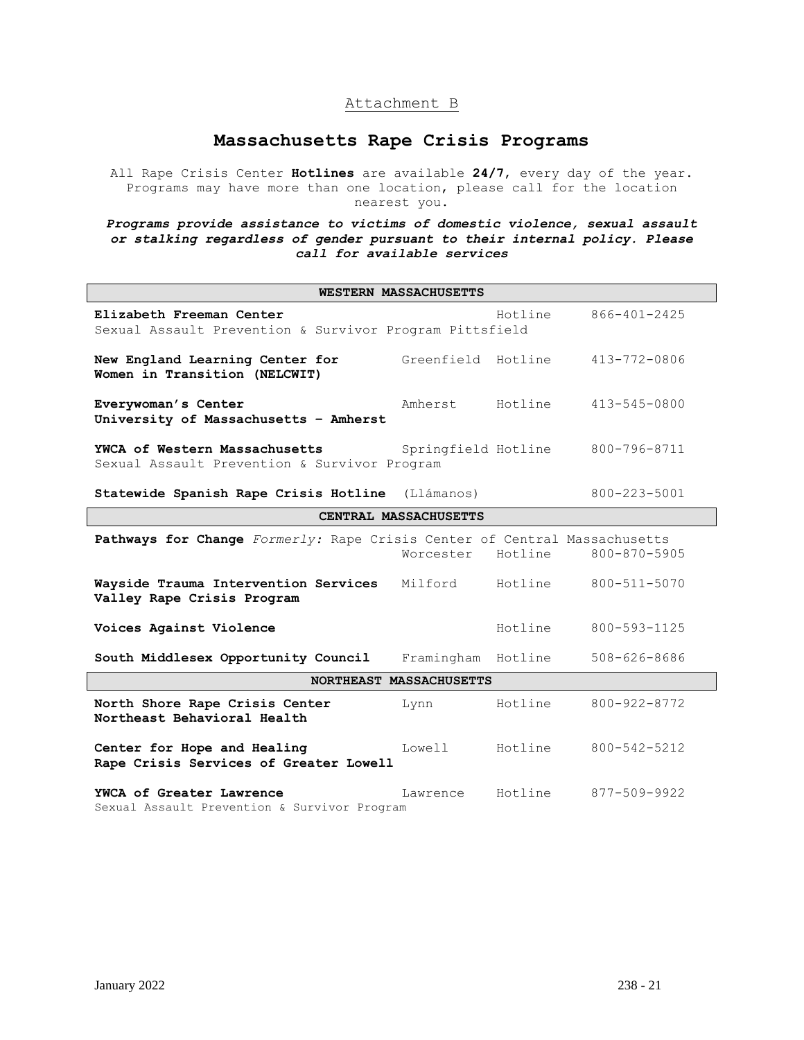Attachment B

# Massachusetts Rape Crisis Programs

All Rape Crisis Center **Hotlines** are available **24/7**, every day of the year. Programs may have more than one location, please call for the location nearest you.

***Programs provide assistance to victims of domestic violence, sexual assault or stalking regardless of gender pursuant to their internal policy. Please call for available services***

| Program | Location | | Phone |
|---|---|---|---|
| **WESTERN MASSACHUSETTS** | | | |
| **Elizabeth Freeman Center** Sexual Assault Prevention & Survivor Program Pittsfield | | Hotline | 866-401-2425 |
| **New England Learning Center for Women in Transition (NELCWIT)** | Greenfield | Hotline | 413-772-0806 |
| **Everywoman's Center University of Massachusetts – Amherst** | Amherst | Hotline | 413-545-0800 |
| **YWCA of Western Massachusetts** Sexual Assault Prevention & Survivor Program | Springfield | Hotline | 800-796-8711 |
| **Statewide Spanish Rape Crisis Hotline** (Llámanos) | | | 800-223-5001 |
| **CENTRAL MASSACHUSETTS** | | | |
| **Pathways for Change** *Formerly:* Rape Crisis Center of Central Massachusetts | Worcester | Hotline | 800-870-5905 |
| **Wayside Trauma Intervention Services Valley Rape Crisis Program** | Milford | Hotline | 800-511-5070 |
| **Voices Against Violence** | | Hotline | 800-593-1125 |
| **South Middlesex Opportunity Council** | Framingham | Hotline | 508-626-8686 |
| **NORTHEAST MASSACHUSETTS** | | | |
| **North Shore Rape Crisis Center Northeast Behavioral Health** | Lynn | Hotline | 800-922-8772 |
| **Center for Hope and Healing Rape Crisis Services of Greater Lowell** | Lowell | Hotline | 800-542-5212 |
| **YWCA of Greater Lawrence** Sexual Assault Prevention & Survivor Program | Lawrence | Hotline | 877-509-9922 |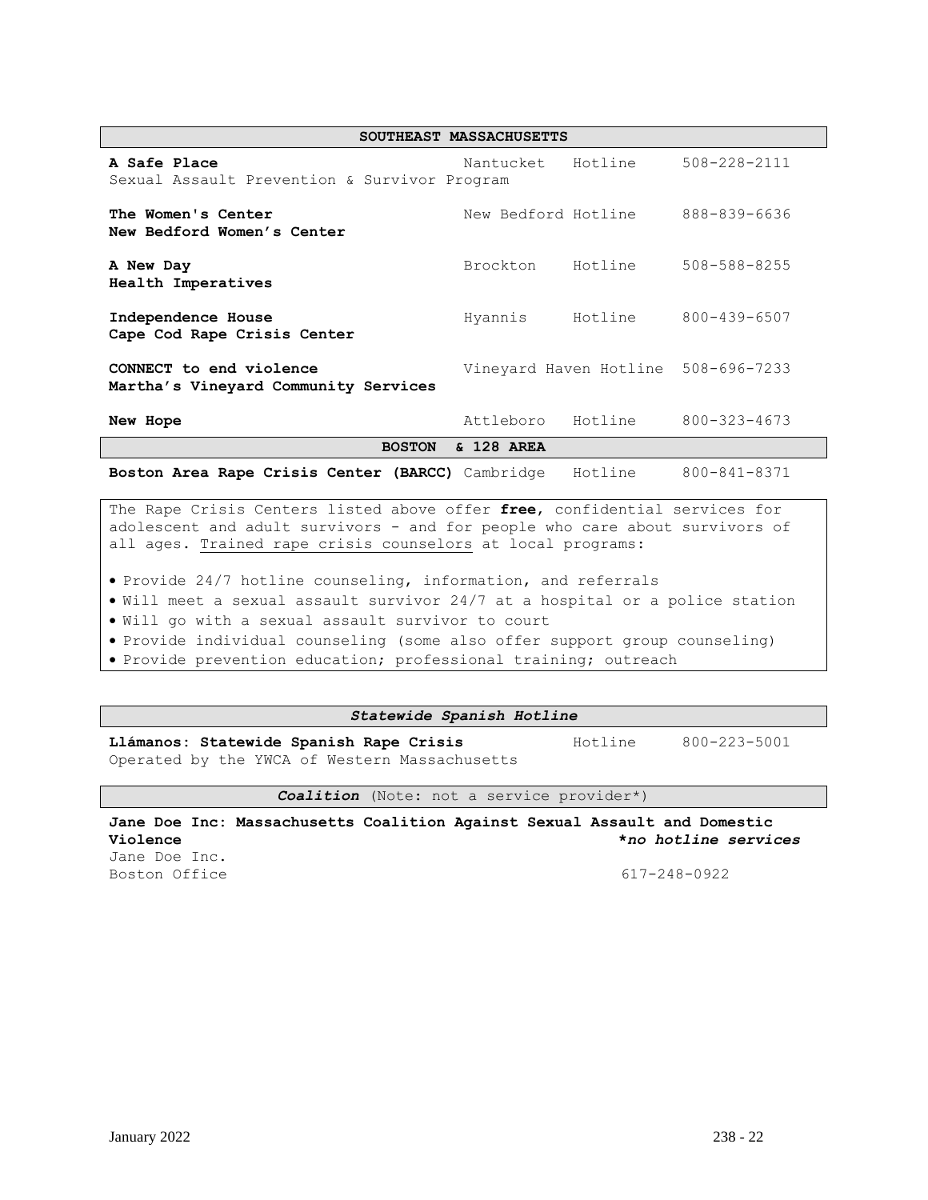| SOUTHEAST MASSACHUSETTS | | | |
|---|---|---|---|
| **A Safe Place**<br>Sexual Assault Prevention & Survivor Program | Nantucket | Hotline | 508-228-2111 |
| **The Women's Center**<br>**New Bedford Women's Center** | New Bedford | Hotline | 888-839-6636 |
| **A New Day**<br>**Health Imperatives** | Brockton | Hotline | 508-588-8255 |
| **Independence House**<br>**Cape Cod Rape Crisis Center** | Hyannis | Hotline | 800-439-6507 |
| **CONNECT to end violence**<br>**Martha's Vineyard Community Services** | Vineyard Haven | Hotline | 508-696-7233 |
| **New Hope** | Attleboro | Hotline | 800-323-4673 |
| **BOSTON & 128 AREA** | | | |
| **Boston Area Rape Crisis Center (BARCC)** | Cambridge | Hotline | 800-841-8371 |

The Rape Crisis Centers listed above offer **free**, confidential services for adolescent and adult survivors - and for people who care about survivors of all ages. Trained rape crisis counselors at local programs:

- Provide 24/7 hotline counseling, information, and referrals
- Will meet a sexual assault survivor 24/7 at a hospital or a police station
- Will go with a sexual assault survivor to court
- Provide individual counseling (some also offer support group counseling)
- Provide prevention education; professional training; outreach

### ***Statewide Spanish Hotline***

**Llámanos: Statewide Spanish Rape Crisis** Hotline 800-223-5001
Operated by the YWCA of Western Massachusetts

### ***Coalition*** (Note: not a service provider*)

**Jane Doe Inc: Massachusetts Coalition Against Sexual Assault and Domestic Violence** ***no hotline services**

Jane Doe Inc.
Boston Office 617-248-0922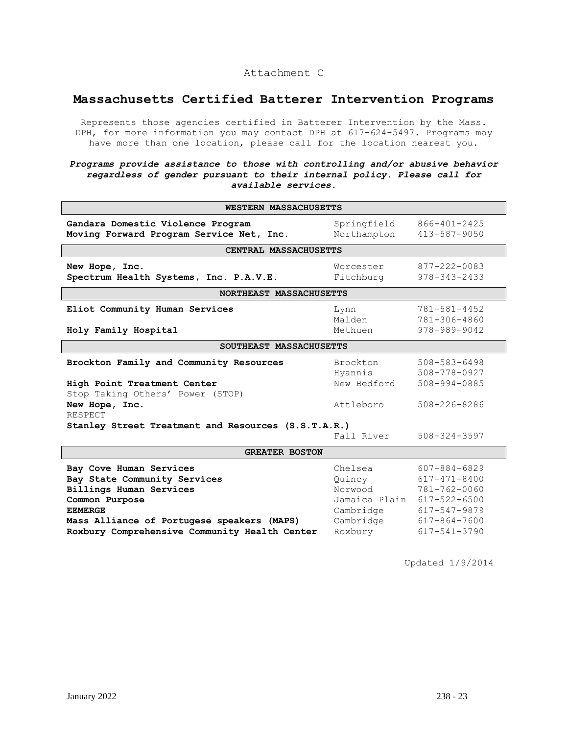Attachment C

# Massachusetts Certified Batterer Intervention Programs

Represents those agencies certified in Batterer Intervention by the Mass. DPH, for more information you may contact DPH at 617-624-5497. Programs may have more than one location, please call for the location nearest you.

***Programs provide assistance to those with controlling and/or abusive behavior regardless of gender pursuant to their internal policy. Please call for available services.***

| **WESTERN MASSACHUSETTS** | | |
|---|---|---|
| **Gandara Domestic Violence Program** | Springfield | 866-401-2425 |
| **Moving Forward Program Service Net, Inc.** | Northampton | 413-587-9050 |
| **CENTRAL MASSACHUSETTS** | | |
| **New Hope, Inc.** | Worcester | 877-222-0083 |
| **Spectrum Health Systems, Inc. P.A.V.E.** | Fitchburg | 978-343-2433 |
| **NORTHEAST MASSACHUSETTS** | | |
| **Eliot Community Human Services** | Lynn | 781-581-4452 |
| | Malden | 781-306-4860 |
| **Holy Family Hospital** | Methuen | 978-989-9042 |
| **SOUTHEAST MASSACHUSETTS** | | |
| **Brockton Family and Community Resources** | Brockton | 508-583-6498 |
| | Hyannis | 508-778-0927 |
| **High Point Treatment Center** Stop Taking Others' Power (STOP) | New Bedford | 508-994-0885 |
| **New Hope, Inc.** RESPECT | Attleboro | 508-226-8286 |
| **Stanley Street Treatment and Resources (S.S.T.A.R.)** | Fall River | 508-324-3597 |
| **GREATER BOSTON** | | |
| **Bay Cove Human Services** | Chelsea | 607-884-6829 |
| **Bay State Community Services** | Quincy | 617-471-8400 |
| **Billings Human Services** | Norwood | 781-762-0060 |
| **Common Purpose** | Jamaica Plain | 617-522-6500 |
| **EEMERGE** | Cambridge | 617-547-9879 |
| **Mass Alliance of Portugese speakers (MAPS)** | Cambridge | 617-864-7600 |
| **Roxbury Comprehensive Community Health Center** | Roxbury | 617-541-3790 |

Updated 1/9/2014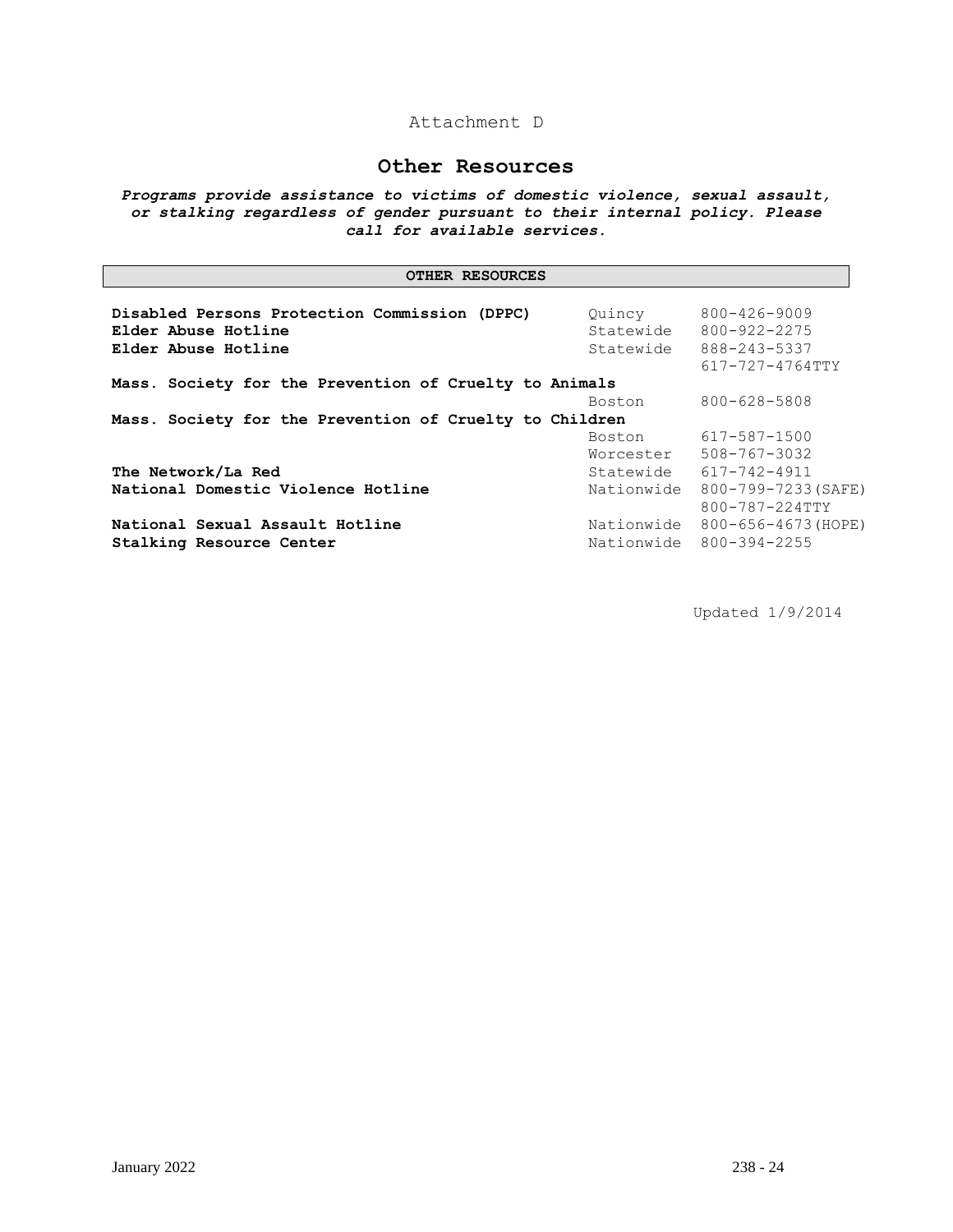Attachment D

# Other Resources

***Programs provide assistance to victims of domestic violence, sexual assault, or stalking regardless of gender pursuant to their internal policy. Please call for available services.***

| OTHER RESOURCES | | |
|---|---|---|
| **Disabled Persons Protection Commission (DPPC)** | Quincy | 800-426-9009 |
| **Elder Abuse Hotline** | Statewide | 800-922-2275 |
| **Elder Abuse Hotline** | Statewide | 888-243-5337<br>617-727-4764TTY |
| **Mass. Society for the Prevention of Cruelty to Animals** | Boston | 800-628-5808 |
| **Mass. Society for the Prevention of Cruelty to Children** | Boston | 617-587-1500 |
| | Worcester | 508-767-3032 |
| **The Network/La Red** | Statewide | 617-742-4911 |
| **National Domestic Violence Hotline** | Nationwide | 800-799-7233(SAFE)<br>800-787-224TTY |
| **National Sexual Assault Hotline** | Nationwide | 800-656-4673(HOPE) |
| **Stalking Resource Center** | Nationwide | 800-394-2255 |

Updated 1/9/2014